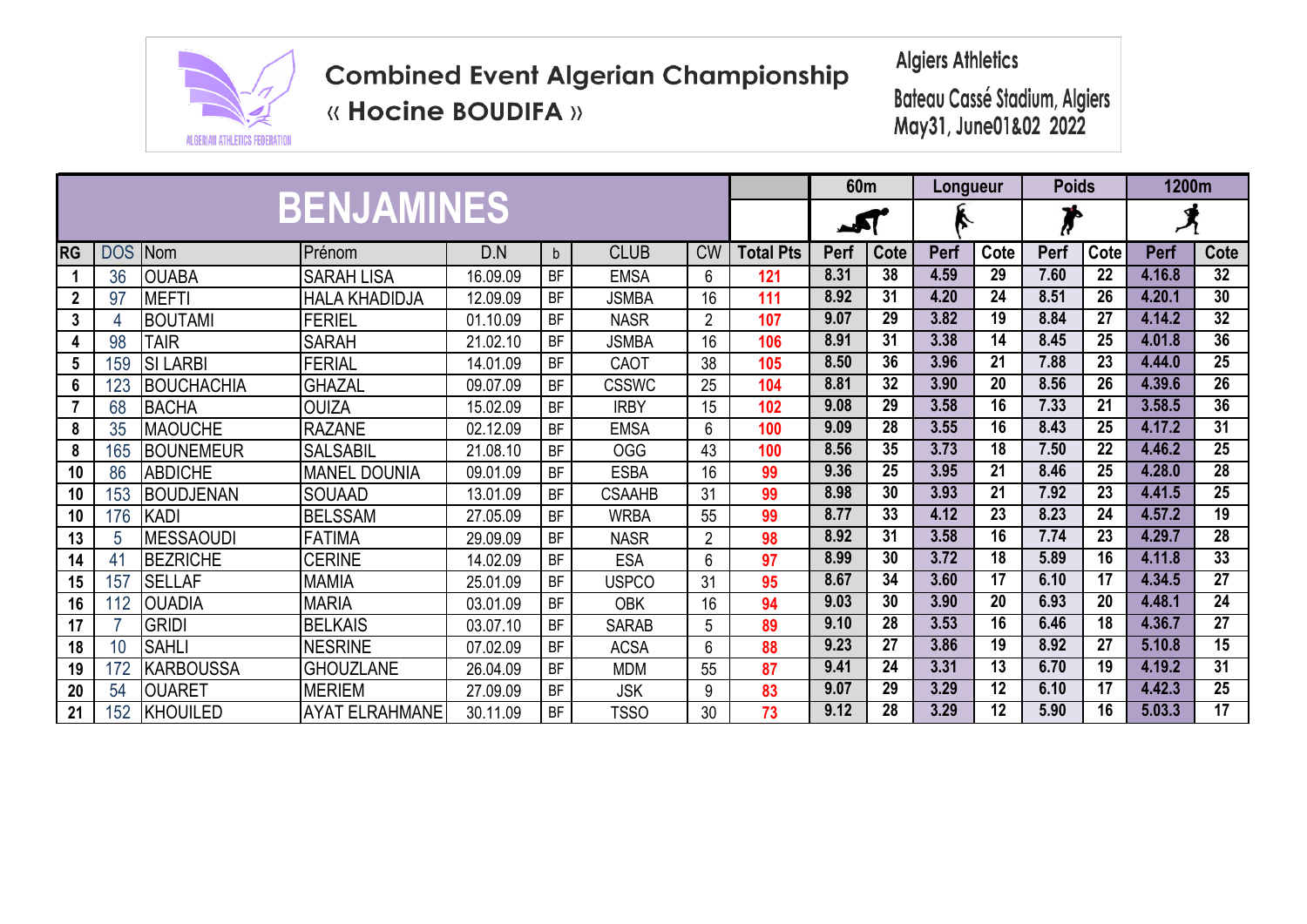# Combined Event Algerian Championship

## « Hocine BOUDIFA »

Algiers Athletics

Bateau Cassé Stadium, Algiers

May31, June01&02 2022

| BENJAMINES | | | | | | | | | 60m | | Longueur | | Poids | | 1200m | |
|---|---|---|---|---|---|---|---|---|---|---|---|---|---|---|---|---|
| RG | DOS | Nom | Prénom | D.N | b | CLUB | CW | Total Pts | Perf | Cote | Perf | Cote | Perf | Cote | Perf | Cote |
| 1 | 36 | OUABA | SARAH LISA | 16.09.09 | BF | EMSA | 6 | 121 | 8.31 | 38 | 4.59 | 29 | 7.60 | 22 | 4.16.8 | 32 |
| 2 | 97 | MEFTI | HALA KHADIDJA | 12.09.09 | BF | JSMBA | 16 | 111 | 8.92 | 31 | 4.20 | 24 | 8.51 | 26 | 4.20.1 | 30 |
| 3 | 4 | BOUTAMI | FERIEL | 01.10.09 | BF | NASR | 2 | 107 | 9.07 | 29 | 3.82 | 19 | 8.84 | 27 | 4.14.2 | 32 |
| 4 | 98 | TAIR | SARAH | 21.02.10 | BF | JSMBA | 16 | 106 | 8.91 | 31 | 3.38 | 14 | 8.45 | 25 | 4.01.8 | 36 |
| 5 | 159 | SI LARBI | FERIAL | 14.01.09 | BF | CAOT | 38 | 105 | 8.50 | 36 | 3.96 | 21 | 7.88 | 23 | 4.44.0 | 25 |
| 6 | 123 | BOUCHACHIA | GHAZAL | 09.07.09 | BF | CSSWC | 25 | 104 | 8.81 | 32 | 3.90 | 20 | 8.56 | 26 | 4.39.6 | 26 |
| 7 | 68 | BACHA | OUIZA | 15.02.09 | BF | IRBY | 15 | 102 | 9.08 | 29 | 3.58 | 16 | 7.33 | 21 | 3.58.5 | 36 |
| 8 | 35 | MAOUCHE | RAZANE | 02.12.09 | BF | EMSA | 6 | 100 | 9.09 | 28 | 3.55 | 16 | 8.43 | 25 | 4.17.2 | 31 |
| 8 | 165 | BOUNEMEUR | SALSABIL | 21.08.10 | BF | OGG | 43 | 100 | 8.56 | 35 | 3.73 | 18 | 7.50 | 22 | 4.46.2 | 25 |
| 10 | 86 | ABDICHE | MANEL DOUNIA | 09.01.09 | BF | ESBA | 16 | 99 | 9.36 | 25 | 3.95 | 21 | 8.46 | 25 | 4.28.0 | 28 |
| 10 | 153 | BOUDJENAN | SOUAAD | 13.01.09 | BF | CSAAHB | 31 | 99 | 8.98 | 30 | 3.93 | 21 | 7.92 | 23 | 4.41.5 | 25 |
| 10 | 176 | KADI | BELSSAM | 27.05.09 | BF | WRBA | 55 | 99 | 8.77 | 33 | 4.12 | 23 | 8.23 | 24 | 4.57.2 | 19 |
| 13 | 5 | MESSAOUDI | FATIMA | 29.09.09 | BF | NASR | 2 | 98 | 8.92 | 31 | 3.58 | 16 | 7.74 | 23 | 4.29.7 | 28 |
| 14 | 41 | BEZRICHE | CERINE | 14.02.09 | BF | ESA | 6 | 97 | 8.99 | 30 | 3.72 | 18 | 5.89 | 16 | 4.11.8 | 33 |
| 15 | 157 | SELLAF | MAMIA | 25.01.09 | BF | USPCO | 31 | 95 | 8.67 | 34 | 3.60 | 17 | 6.10 | 17 | 4.34.5 | 27 |
| 16 | 112 | OUADIA | MARIA | 03.01.09 | BF | OBK | 16 | 94 | 9.03 | 30 | 3.90 | 20 | 6.93 | 20 | 4.48.1 | 24 |
| 17 | 7 | GRIDI | BELKAIS | 03.07.10 | BF | SARAB | 5 | 89 | 9.10 | 28 | 3.53 | 16 | 6.46 | 18 | 4.36.7 | 27 |
| 18 | 10 | SAHLI | NESRINE | 07.02.09 | BF | ACSA | 6 | 88 | 9.23 | 27 | 3.86 | 19 | 8.92 | 27 | 5.10.8 | 15 |
| 19 | 172 | KARBOUSSA | GHOUZLANE | 26.04.09 | BF | MDM | 55 | 87 | 9.41 | 24 | 3.31 | 13 | 6.70 | 19 | 4.19.2 | 31 |
| 20 | 54 | OUARET | MERIEM | 27.09.09 | BF | JSK | 9 | 83 | 9.07 | 29 | 3.29 | 12 | 6.10 | 17 | 4.42.3 | 25 |
| 21 | 152 | KHOUILED | AYAT ELRAHMANE | 30.11.09 | BF | TSSO | 30 | 73 | 9.12 | 28 | 3.29 | 12 | 5.90 | 16 | 5.03.3 | 17 |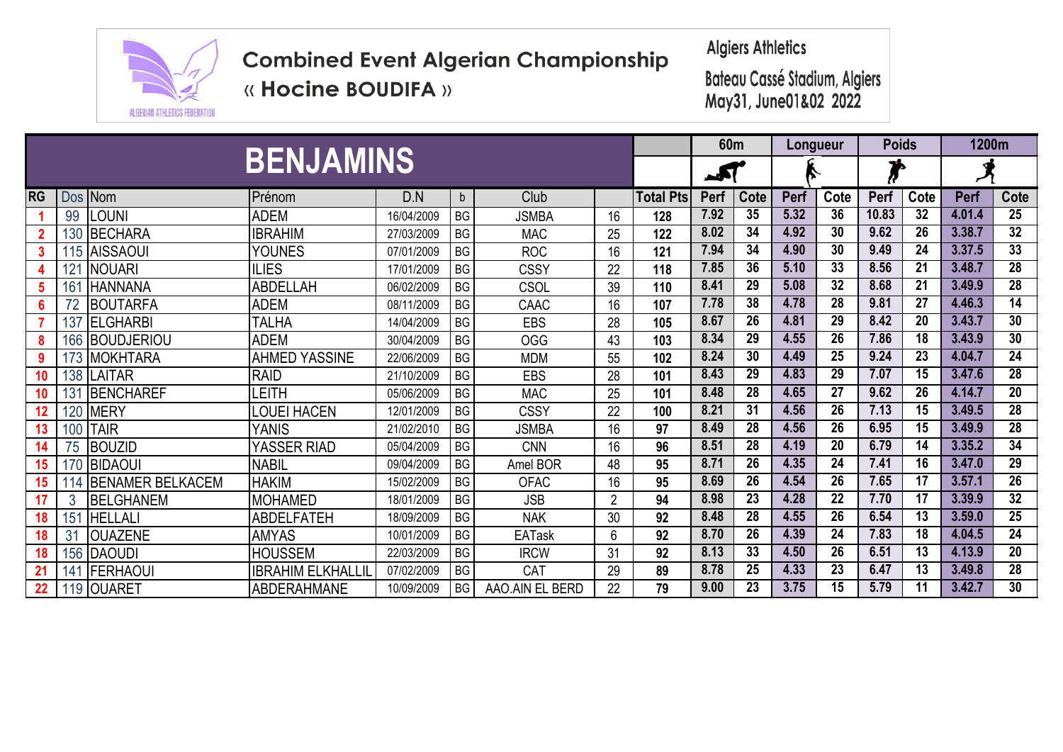# Combined Event Algerian Championship « Hocine BOUDIFA »

Algiers Athletics

Bateau Cassé Stadium, Algiers
May31, June01&02 2022

## BENJAMINS

| RG | Dos | Nom | Prénom | D.N | b | Club | | Total Pts | 60m | | Longueur | | Poids | | 1200m | |
|---|---|---|---|---|---|---|---|---|---|---|---|---|---|---|---|---|
| | | | | | | | | | Perf | Cote | Perf | Cote | Perf | Cote | Perf | Cote |
| 1 | 99 | LOUNI | ADEM | 16/04/2009 | BG | JSMBA | 16 | 128 | 7.92 | 35 | 5.32 | 36 | 10.83 | 32 | 4.01.4 | 25 |
| 2 | 130 | BECHARA | IBRAHIM | 27/03/2009 | BG | MAC | 25 | 122 | 8.02 | 34 | 4.92 | 30 | 9.62 | 26 | 3.38.7 | 32 |
| 3 | 115 | AISSAOUI | YOUNES | 07/01/2009 | BG | ROC | 16 | 121 | 7.94 | 34 | 4.90 | 30 | 9.49 | 24 | 3.37.5 | 33 |
| 4 | 121 | NOUARI | ILIES | 17/01/2009 | BG | CSSY | 22 | 118 | 7.85 | 36 | 5.10 | 33 | 8.56 | 21 | 3.48.7 | 28 |
| 5 | 161 | HANNANA | ABDELLAH | 06/02/2009 | BG | CSOL | 39 | 110 | 8.41 | 29 | 5.08 | 32 | 8.68 | 21 | 3.49.9 | 28 |
| 6 | 72 | BOUTARFA | ADEM | 08/11/2009 | BG | CAAC | 16 | 107 | 7.78 | 38 | 4.78 | 28 | 9.81 | 27 | 4.46.3 | 14 |
| 7 | 137 | ELGHARBI | TALHA | 14/04/2009 | BG | EBS | 28 | 105 | 8.67 | 26 | 4.81 | 29 | 8.42 | 20 | 3.43.7 | 30 |
| 8 | 166 | BOUDJERIOU | ADEM | 30/04/2009 | BG | OGG | 43 | 103 | 8.34 | 29 | 4.55 | 26 | 7.86 | 18 | 3.43.9 | 30 |
| 9 | 173 | MOKHTARA | AHMED YASSINE | 22/06/2009 | BG | MDM | 55 | 102 | 8.24 | 30 | 4.49 | 25 | 9.24 | 23 | 4.04.7 | 24 |
| 10 | 138 | LAITAR | RAID | 21/10/2009 | BG | EBS | 28 | 101 | 8.43 | 29 | 4.83 | 29 | 7.07 | 15 | 3.47.6 | 28 |
| 10 | 131 | BENCHAREF | LEITH | 05/06/2009 | BG | MAC | 25 | 101 | 8.48 | 28 | 4.65 | 27 | 9.62 | 26 | 4.14.7 | 20 |
| 12 | 120 | MERY | LOUEI HACEN | 12/01/2009 | BG | CSSY | 22 | 100 | 8.21 | 31 | 4.56 | 26 | 7.13 | 15 | 3.49.5 | 28 |
| 13 | 100 | TAIR | YANIS | 21/02/2010 | BG | JSMBA | 16 | 97 | 8.49 | 28 | 4.56 | 26 | 6.95 | 15 | 3.49.9 | 28 |
| 14 | 75 | BOUZID | YASSER RIAD | 05/04/2009 | BG | CNN | 16 | 96 | 8.51 | 28 | 4.19 | 20 | 6.79 | 14 | 3.35.2 | 34 |
| 15 | 170 | BIDAOUI | NABIL | 09/04/2009 | BG | Amel BOR | 48 | 95 | 8.71 | 26 | 4.35 | 24 | 7.41 | 16 | 3.47.0 | 29 |
| 15 | 114 | BENAMER BELKACEM | HAKIM | 15/02/2009 | BG | OFAC | 16 | 95 | 8.69 | 26 | 4.54 | 26 | 7.65 | 17 | 3.57.1 | 26 |
| 17 | 3 | BELGHANEM | MOHAMED | 18/01/2009 | BG | JSB | 2 | 94 | 8.98 | 23 | 4.28 | 22 | 7.70 | 17 | 3.39.9 | 32 |
| 18 | 151 | HELLALI | ABDELFATEH | 18/09/2009 | BG | NAK | 30 | 92 | 8.48 | 28 | 4.55 | 26 | 6.54 | 13 | 3.59.0 | 25 |
| 18 | 31 | OUAZENE | AMYAS | 10/01/2009 | BG | EATask | 6 | 92 | 8.70 | 26 | 4.39 | 24 | 7.83 | 18 | 4.04.5 | 24 |
| 18 | 156 | DAOUDI | HOUSSEM | 22/03/2009 | BG | IRCW | 31 | 92 | 8.13 | 33 | 4.50 | 26 | 6.51 | 13 | 4.13.9 | 20 |
| 21 | 141 | FERHAOUI | IBRAHIM ELKHALLIL | 07/02/2009 | BG | CAT | 29 | 89 | 8.78 | 25 | 4.33 | 23 | 6.47 | 13 | 3.49.8 | 28 |
| 22 | 119 | OUARET | ABDERAHMANE | 10/09/2009 | BG | AAO.AIN EL BERD | 22 | 79 | 9.00 | 23 | 3.75 | 15 | 5.79 | 11 | 3.42.7 | 30 |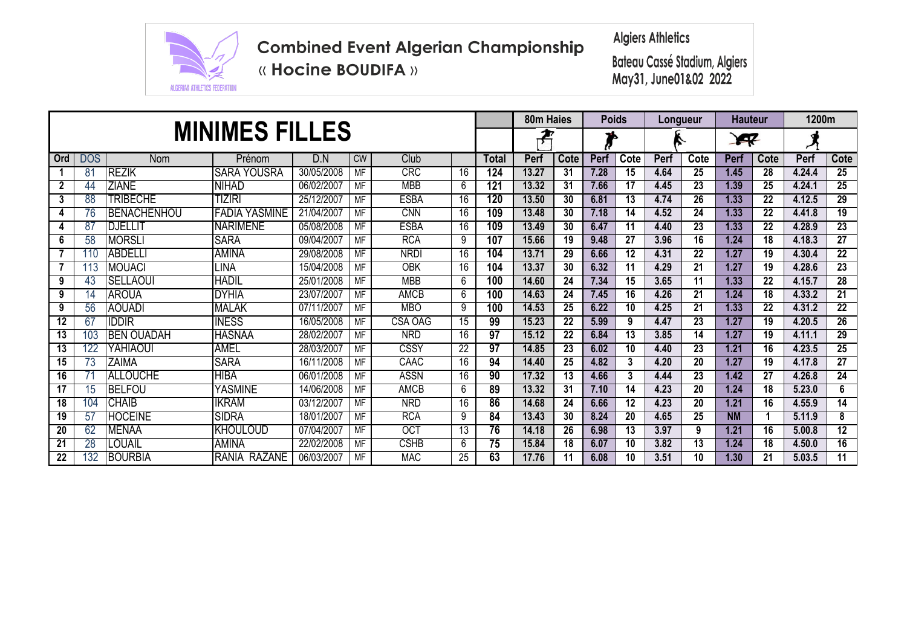# Combined Event Algerian Championship

« **Hocine BOUDIFA** »

Algiers Athletics

Bateau Cassé Stadium, Algiers
May31, June01&02 2022

## MINIMES FILLES

| Ord | DOS | Nom | Prénom | D.N | CW | Club | | Total | 80m Haies | | Poids | | Longueur | | Hauteur | | 1200m | |
|---|---|---|---|---|---|---|---|---|---|---|---|---|---|---|---|---|---|---|
| | | | | | | | | | Perf | Cote | Perf | Cote | Perf | Cote | Perf | Cote | Perf | Cote |
| 1 | 81 | REZIK | SARA YOUSRA | 30/05/2008 | MF | CRC | 16 | 124 | 13.27 | 31 | 7.28 | 15 | 4.64 | 25 | 1.45 | 28 | 4.24.4 | 25 |
| 2 | 44 | ZIANE | NIHAD | 06/02/2007 | MF | MBB | 6 | 121 | 13.32 | 31 | 7.66 | 17 | 4.45 | 23 | 1.39 | 25 | 4.24.1 | 25 |
| 3 | 88 | TRIBECHE | TIZIRI | 25/12/2007 | MF | ESBA | 16 | 120 | 13.50 | 30 | 6.81 | 13 | 4.74 | 26 | 1.33 | 22 | 4.12.5 | 29 |
| 4 | 76 | BENACHENHOU | FADIA YASMINE | 21/04/2007 | MF | CNN | 16 | 109 | 13.48 | 30 | 7.18 | 14 | 4.52 | 24 | 1.33 | 22 | 4.41.8 | 19 |
| 4 | 87 | DJELLIT | NARIMENE | 05/08/2008 | MF | ESBA | 16 | 109 | 13.49 | 30 | 6.47 | 11 | 4.40 | 23 | 1.33 | 22 | 4.28.9 | 23 |
| 6 | 58 | MORSLI | SARA | 09/04/2007 | MF | RCA | 9 | 107 | 15.66 | 19 | 9.48 | 27 | 3.96 | 16 | 1.24 | 18 | 4.18.3 | 27 |
| 7 | 110 | ABDELLI | AMINA | 29/08/2008 | MF | NRDI | 16 | 104 | 13.71 | 29 | 6.66 | 12 | 4.31 | 22 | 1.27 | 19 | 4.30.4 | 22 |
| 7 | 113 | MOUACI | LINA | 15/04/2008 | MF | OBK | 16 | 104 | 13.37 | 30 | 6.32 | 11 | 4.29 | 21 | 1.27 | 19 | 4.28.6 | 23 |
| 9 | 43 | SELLAOUI | HADIL | 25/01/2008 | MF | MBB | 6 | 100 | 14.60 | 24 | 7.34 | 15 | 3.65 | 11 | 1.33 | 22 | 4.15.7 | 28 |
| 9 | 14 | AROUA | DYHIA | 23/07/2007 | MF | AMCB | 6 | 100 | 14.63 | 24 | 7.45 | 16 | 4.26 | 21 | 1.24 | 18 | 4.33.2 | 21 |
| 9 | 56 | AOUADI | MALAK | 07/11/2007 | MF | MBO | 9 | 100 | 14.53 | 25 | 6.22 | 10 | 4.25 | 21 | 1.33 | 22 | 4.31.2 | 22 |
| 12 | 67 | IDDIR | INESS | 16/05/2008 | MF | CSA OAG | 15 | 99 | 15.23 | 22 | 5.99 | 9 | 4.47 | 23 | 1.27 | 19 | 4.20.5 | 26 |
| 13 | 103 | BEN OUADAH | HASNAA | 28/02/2007 | MF | NRD | 16 | 97 | 15.12 | 22 | 6.84 | 13 | 3.85 | 14 | 1.27 | 19 | 4.11.1 | 29 |
| 13 | 122 | YAHIAOUI | AMEL | 28/03/2007 | MF | CSSY | 22 | 97 | 14.85 | 23 | 6.02 | 10 | 4.40 | 23 | 1.21 | 16 | 4.23.5 | 25 |
| 15 | 73 | ZAIMA | SARA | 16/11/2008 | MF | CAAC | 16 | 94 | 14.40 | 25 | 4.82 | 3 | 4.20 | 20 | 1.27 | 19 | 4.17.8 | 27 |
| 16 | 71 | ALLOUCHE | HIBA | 06/01/2008 | MF | ASSN | 16 | 90 | 17.32 | 13 | 4.66 | 3 | 4.44 | 23 | 1.42 | 27 | 4.26.8 | 24 |
| 17 | 15 | BELFOU | YASMINE | 14/06/2008 | MF | AMCB | 6 | 89 | 13.32 | 31 | 7.10 | 14 | 4.23 | 20 | 1.24 | 18 | 5.23.0 | 6 |
| 18 | 104 | CHAIB | IKRAM | 03/12/2007 | MF | NRD | 16 | 86 | 14.68 | 24 | 6.66 | 12 | 4.23 | 20 | 1.21 | 16 | 4.55.9 | 14 |
| 19 | 57 | HOCEINE | SIDRA | 18/01/2007 | MF | RCA | 9 | 84 | 13.43 | 30 | 8.24 | 20 | 4.65 | 25 | NM | 1 | 5.11.9 | 8 |
| 20 | 62 | MENAA | KHOULOUD | 07/04/2007 | MF | OCT | 13 | 76 | 14.18 | 26 | 6.98 | 13 | 3.97 | 9 | 1.21 | 16 | 5.00.8 | 12 |
| 21 | 28 | LOUAIL | AMINA | 22/02/2008 | MF | CSHB | 6 | 75 | 15.84 | 18 | 6.07 | 10 | 3.82 | 13 | 1.24 | 18 | 4.50.0 | 16 |
| 22 | 132 | BOURBIA | RANIA RAZANE | 06/03/2007 | MF | MAC | 25 | 63 | 17.76 | 11 | 6.08 | 10 | 3.51 | 10 | 1.30 | 21 | 5.03.5 | 11 |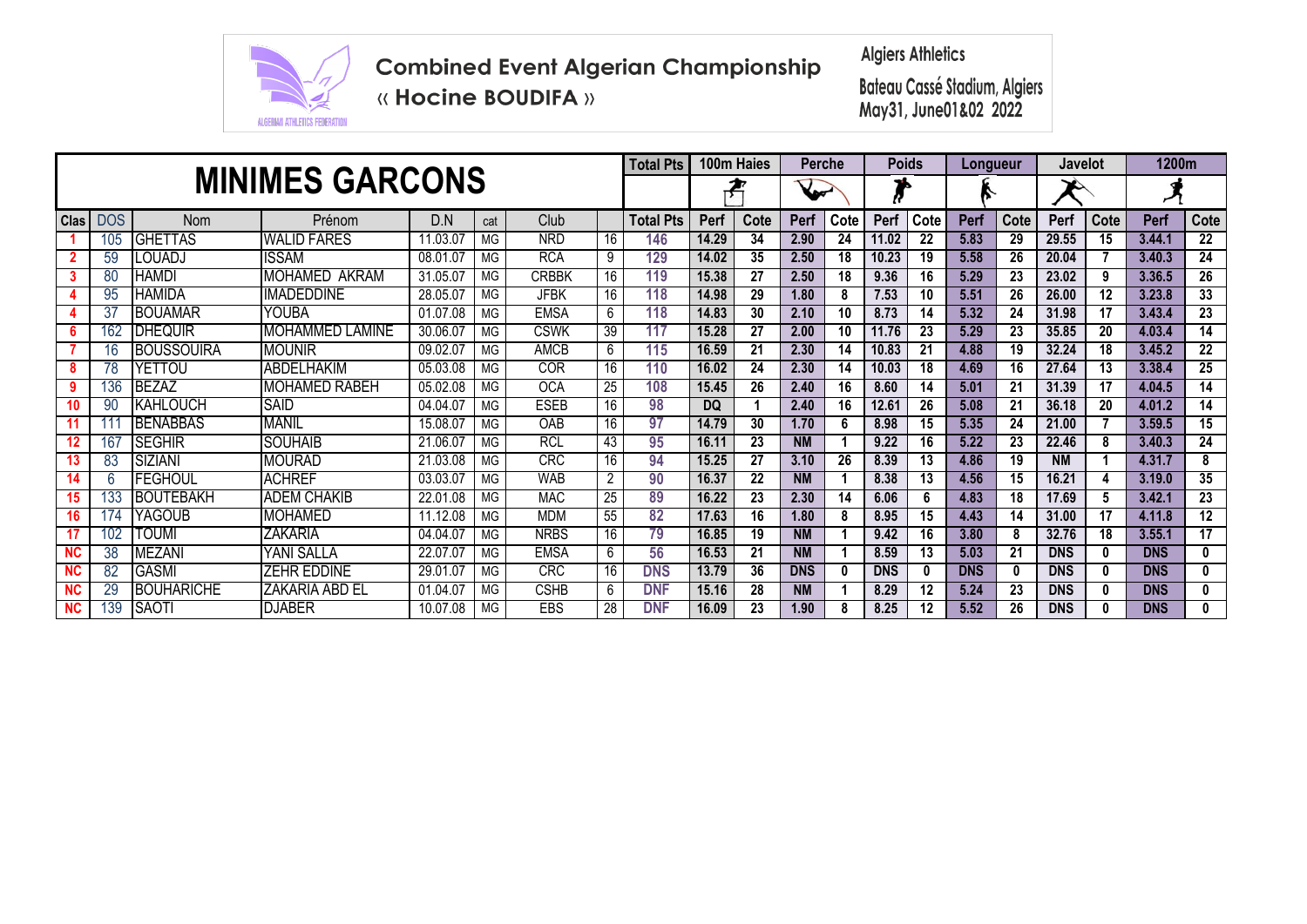# Combined Event Algerian Championship
## « Hocine BOUDIFA »

Algiers Athletics
Bateau Cassé Stadium, Algiers
May31, June01&02 2022

| MINIMES GARCONS | | | | | | | | Total Pts | 100m Haies | | Perche | | Poids | | Longueur | | Javelot | | 1200m | |
|---|---|---|---|---|---|---|---|---|---|---|---|---|---|---|---|---|---|---|---|---|
| Clas | DOS | Nom | Prénom | D.N | cat | Club | | Total Pts | Perf | Cote | Perf | Cote | Perf | Cote | Perf | Cote | Perf | Cote | Perf | Cote |
| 1 | 105 | GHETTAS | WALID FARES | 11.03.07 | MG | NRD | 16 | 146 | 14.29 | 34 | 2.90 | 24 | 11.02 | 22 | 5.83 | 29 | 29.55 | 15 | 3.44.1 | 22 |
| 2 | 59 | LOUADJ | ISSAM | 08.01.07 | MG | RCA | 9 | 129 | 14.02 | 35 | 2.50 | 18 | 10.23 | 19 | 5.58 | 26 | 20.04 | 7 | 3.40.3 | 24 |
| 3 | 80 | HAMDI | MOHAMED AKRAM | 31.05.07 | MG | CRBBK | 16 | 119 | 15.38 | 27 | 2.50 | 18 | 9.36 | 16 | 5.29 | 23 | 23.02 | 9 | 3.36.5 | 26 |
| 4 | 95 | HAMIDA | IMADEDDINE | 28.05.07 | MG | JFBK | 16 | 118 | 14.98 | 29 | 1.80 | 8 | 7.53 | 10 | 5.51 | 26 | 26.00 | 12 | 3.23.8 | 33 |
| 4 | 37 | BOUAMAR | YOUBA | 01.07.08 | MG | EMSA | 6 | 118 | 14.83 | 30 | 2.10 | 10 | 8.73 | 14 | 5.32 | 24 | 31.98 | 17 | 3.43.4 | 23 |
| 6 | 162 | DHEQUIR | MOHAMMED LAMINE | 30.06.07 | MG | CSWK | 39 | 117 | 15.28 | 27 | 2.00 | 10 | 11.76 | 23 | 5.29 | 23 | 35.85 | 20 | 4.03.4 | 14 |
| 7 | 16 | BOUSSOUIRA | MOUNIR | 09.02.07 | MG | AMCB | 6 | 115 | 16.59 | 21 | 2.30 | 14 | 10.83 | 21 | 4.88 | 19 | 32.24 | 18 | 3.45.2 | 22 |
| 8 | 78 | YETTOU | ABDELHAKIM | 05.03.08 | MG | COR | 16 | 110 | 16.02 | 24 | 2.30 | 14 | 10.03 | 18 | 4.69 | 16 | 27.64 | 13 | 3.38.4 | 25 |
| 9 | 136 | BEZAZ | MOHAMED RABEH | 05.02.08 | MG | OCA | 25 | 108 | 15.45 | 26 | 2.40 | 16 | 8.60 | 14 | 5.01 | 21 | 31.39 | 17 | 4.04.5 | 14 |
| 10 | 90 | KAHLOUCH | SAID | 04.04.07 | MG | ESEB | 16 | 98 | DQ | 1 | 2.40 | 16 | 12.61 | 26 | 5.08 | 21 | 36.18 | 20 | 4.01.2 | 14 |
| 11 | 111 | BENABBAS | MANIL | 15.08.07 | MG | OAB | 16 | 97 | 14.79 | 30 | 1.70 | 6 | 8.98 | 15 | 5.35 | 24 | 21.00 | 7 | 3.59.5 | 15 |
| 12 | 167 | SEGHIR | SOUHAIB | 21.06.07 | MG | RCL | 43 | 95 | 16.11 | 23 | NM | 1 | 9.22 | 16 | 5.22 | 23 | 22.46 | 8 | 3.40.3 | 24 |
| 13 | 83 | SIZIANI | MOURAD | 21.03.08 | MG | CRC | 16 | 94 | 15.25 | 27 | 3.10 | 26 | 8.39 | 13 | 4.86 | 19 | NM | 1 | 4.31.7 | 8 |
| 14 | 6 | FEGHOUL | ACHREF | 03.03.07 | MG | WAB | 2 | 90 | 16.37 | 22 | NM | 1 | 8.38 | 13 | 4.56 | 15 | 16.21 | 4 | 3.19.0 | 35 |
| 15 | 133 | BOUTEBAKH | ADEM CHAKIB | 22.01.08 | MG | MAC | 25 | 89 | 16.22 | 23 | 2.30 | 14 | 6.06 | 6 | 4.83 | 18 | 17.69 | 5 | 3.42.1 | 23 |
| 16 | 174 | YAGOUB | MOHAMED | 11.12.08 | MG | MDM | 55 | 82 | 17.63 | 16 | 1.80 | 8 | 8.95 | 15 | 4.43 | 14 | 31.00 | 17 | 4.11.8 | 12 |
| 17 | 102 | TOUMI | ZAKARIA | 04.04.07 | MG | NRBS | 16 | 79 | 16.85 | 19 | NM | 1 | 9.42 | 16 | 3.80 | 8 | 32.76 | 18 | 3.55.1 | 17 |
| NC | 38 | MEZANI | YANI SALLA | 22.07.07 | MG | EMSA | 6 | 56 | 16.53 | 21 | NM | 1 | 8.59 | 13 | 5.03 | 21 | DNS | 0 | DNS | 0 |
| NC | 82 | GASMI | ZEHR EDDINE | 29.01.07 | MG | CRC | 16 | DNS | 13.79 | 36 | DNS | 0 | DNS | 0 | DNS | 0 | DNS | 0 | DNS | 0 |
| NC | 29 | BOUHARICHE | ZAKARIA ABD EL | 01.04.07 | MG | CSHB | 6 | DNF | 15.16 | 28 | NM | 1 | 8.29 | 12 | 5.24 | 23 | DNS | 0 | DNS | 0 |
| NC | 139 | SAOTI | DJABER | 10.07.08 | MG | EBS | 28 | DNF | 16.09 | 23 | 1.90 | 8 | 8.25 | 12 | 5.52 | 26 | DNS | 0 | DNS | 0 |